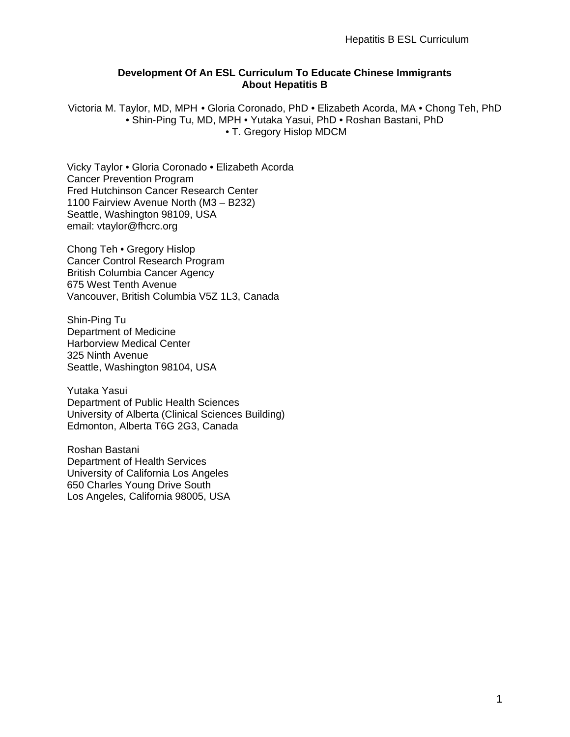# Development Of An ESL Curriculum To Educate Chinese Immigrants About Hepatitis B

Victoria M. Taylor, MD, MPH • Gloria Coronado, PhD • Elizabeth Acorda, MA • Chong Teh, PhD • Shin-Ping Tu, MD, MPH • Yutaka Yasui, PhD • Roshan Bastani, PhD • T. Gregory Hislop MDCM

Vicky Taylor • Gloria Coronado • Elizabeth Acorda  
Cancer Prevention Program  
Fred Hutchinson Cancer Research Center  
1100 Fairview Avenue North (M3 – B232)  
Seattle, Washington 98109, USA  
email: vtaylor@fhcrc.org

Chong Teh • Gregory Hislop  
Cancer Control Research Program  
British Columbia Cancer Agency  
675 West Tenth Avenue  
Vancouver, British Columbia V5Z 1L3, Canada

Shin-Ping Tu  
Department of Medicine  
Harborview Medical Center  
325 Ninth Avenue  
Seattle, Washington 98104, USA

Yutaka Yasui  
Department of Public Health Sciences  
University of Alberta (Clinical Sciences Building)  
Edmonton, Alberta T6G 2G3, Canada

Roshan Bastani  
Department of Health Services  
University of California Los Angeles  
650 Charles Young Drive South  
Los Angeles, California 98005, USA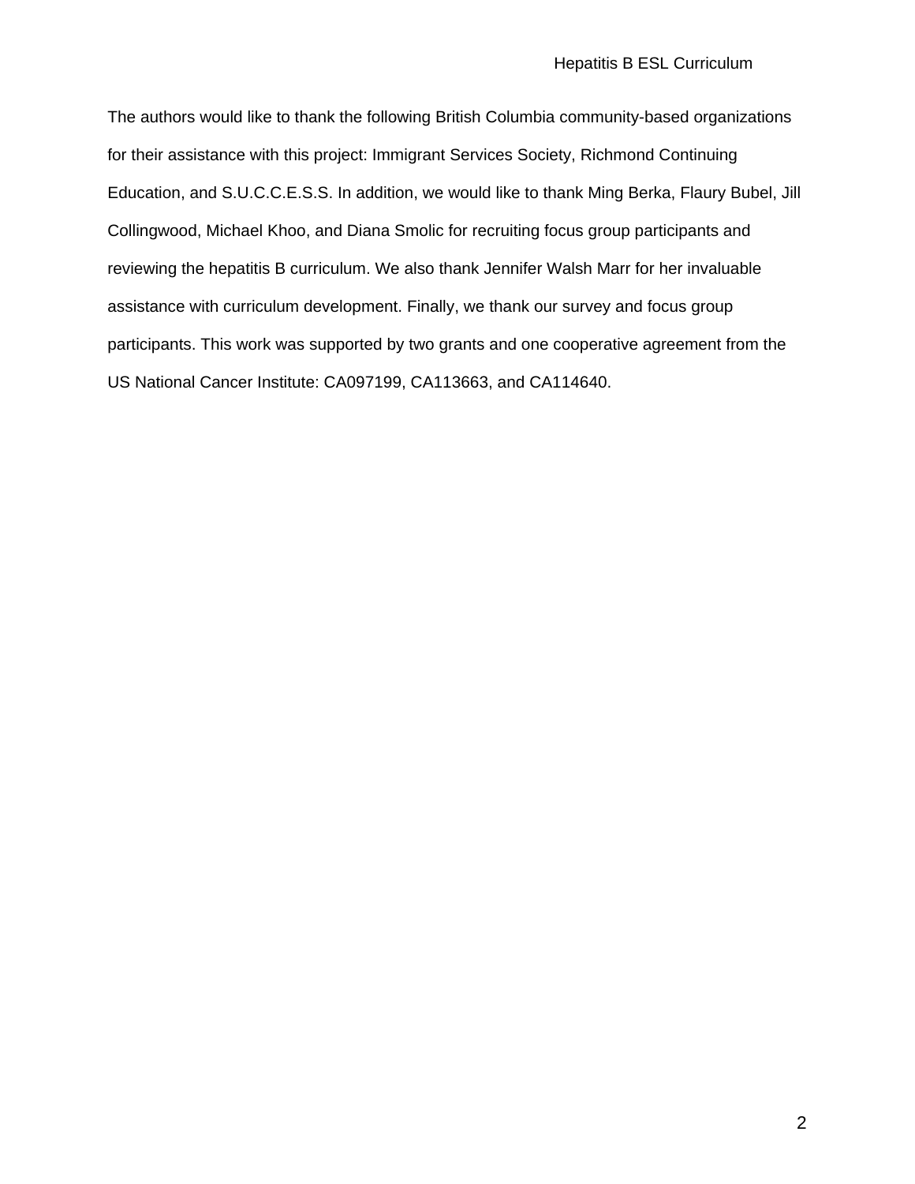The authors would like to thank the following British Columbia community-based organizations for their assistance with this project: Immigrant Services Society, Richmond Continuing Education, and S.U.C.C.E.S.S. In addition, we would like to thank Ming Berka, Flaury Bubel, Jill Collingwood, Michael Khoo, and Diana Smolic for recruiting focus group participants and reviewing the hepatitis B curriculum. We also thank Jennifer Walsh Marr for her invaluable assistance with curriculum development. Finally, we thank our survey and focus group participants. This work was supported by two grants and one cooperative agreement from the US National Cancer Institute: CA097199, CA113663, and CA114640.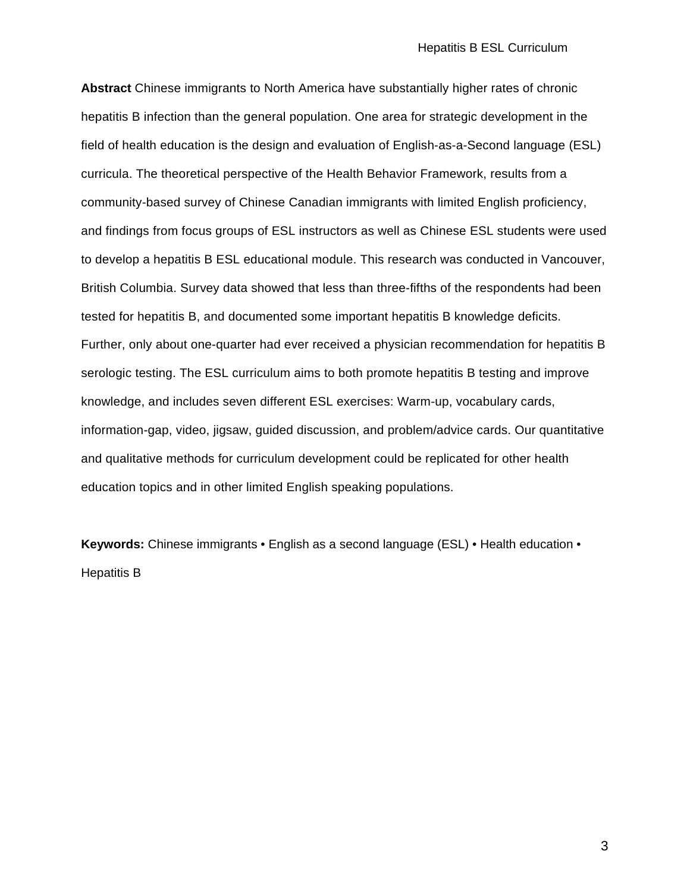**Abstract** Chinese immigrants to North America have substantially higher rates of chronic hepatitis B infection than the general population. One area for strategic development in the field of health education is the design and evaluation of English-as-a-Second language (ESL) curricula. The theoretical perspective of the Health Behavior Framework, results from a community-based survey of Chinese Canadian immigrants with limited English proficiency, and findings from focus groups of ESL instructors as well as Chinese ESL students were used to develop a hepatitis B ESL educational module. This research was conducted in Vancouver, British Columbia. Survey data showed that less than three-fifths of the respondents had been tested for hepatitis B, and documented some important hepatitis B knowledge deficits. Further, only about one-quarter had ever received a physician recommendation for hepatitis B serologic testing. The ESL curriculum aims to both promote hepatitis B testing and improve knowledge, and includes seven different ESL exercises: Warm-up, vocabulary cards, information-gap, video, jigsaw, guided discussion, and problem/advice cards. Our quantitative and qualitative methods for curriculum development could be replicated for other health education topics and in other limited English speaking populations.

**Keywords:** Chinese immigrants • English as a second language (ESL) • Health education • Hepatitis B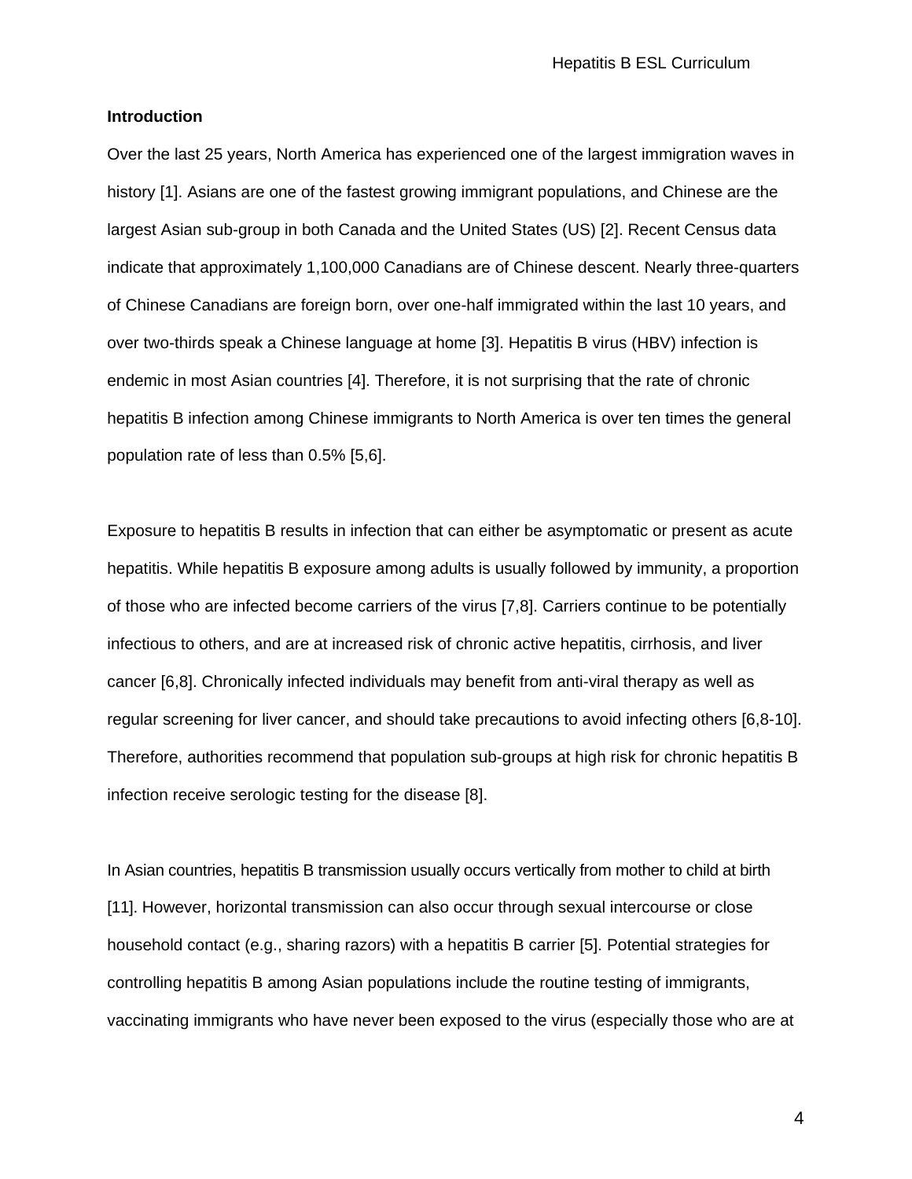## Introduction

Over the last 25 years, North America has experienced one of the largest immigration waves in history [1]. Asians are one of the fastest growing immigrant populations, and Chinese are the largest Asian sub-group in both Canada and the United States (US) [2]. Recent Census data indicate that approximately 1,100,000 Canadians are of Chinese descent. Nearly three-quarters of Chinese Canadians are foreign born, over one-half immigrated within the last 10 years, and over two-thirds speak a Chinese language at home [3]. Hepatitis B virus (HBV) infection is endemic in most Asian countries [4]. Therefore, it is not surprising that the rate of chronic hepatitis B infection among Chinese immigrants to North America is over ten times the general population rate of less than 0.5% [5,6].

Exposure to hepatitis B results in infection that can either be asymptomatic or present as acute hepatitis. While hepatitis B exposure among adults is usually followed by immunity, a proportion of those who are infected become carriers of the virus [7,8]. Carriers continue to be potentially infectious to others, and are at increased risk of chronic active hepatitis, cirrhosis, and liver cancer [6,8]. Chronically infected individuals may benefit from anti-viral therapy as well as regular screening for liver cancer, and should take precautions to avoid infecting others [6,8-10]. Therefore, authorities recommend that population sub-groups at high risk for chronic hepatitis B infection receive serologic testing for the disease [8].

In Asian countries, hepatitis B transmission usually occurs vertically from mother to child at birth [11]. However, horizontal transmission can also occur through sexual intercourse or close household contact (e.g., sharing razors) with a hepatitis B carrier [5]. Potential strategies for controlling hepatitis B among Asian populations include the routine testing of immigrants, vaccinating immigrants who have never been exposed to the virus (especially those who are at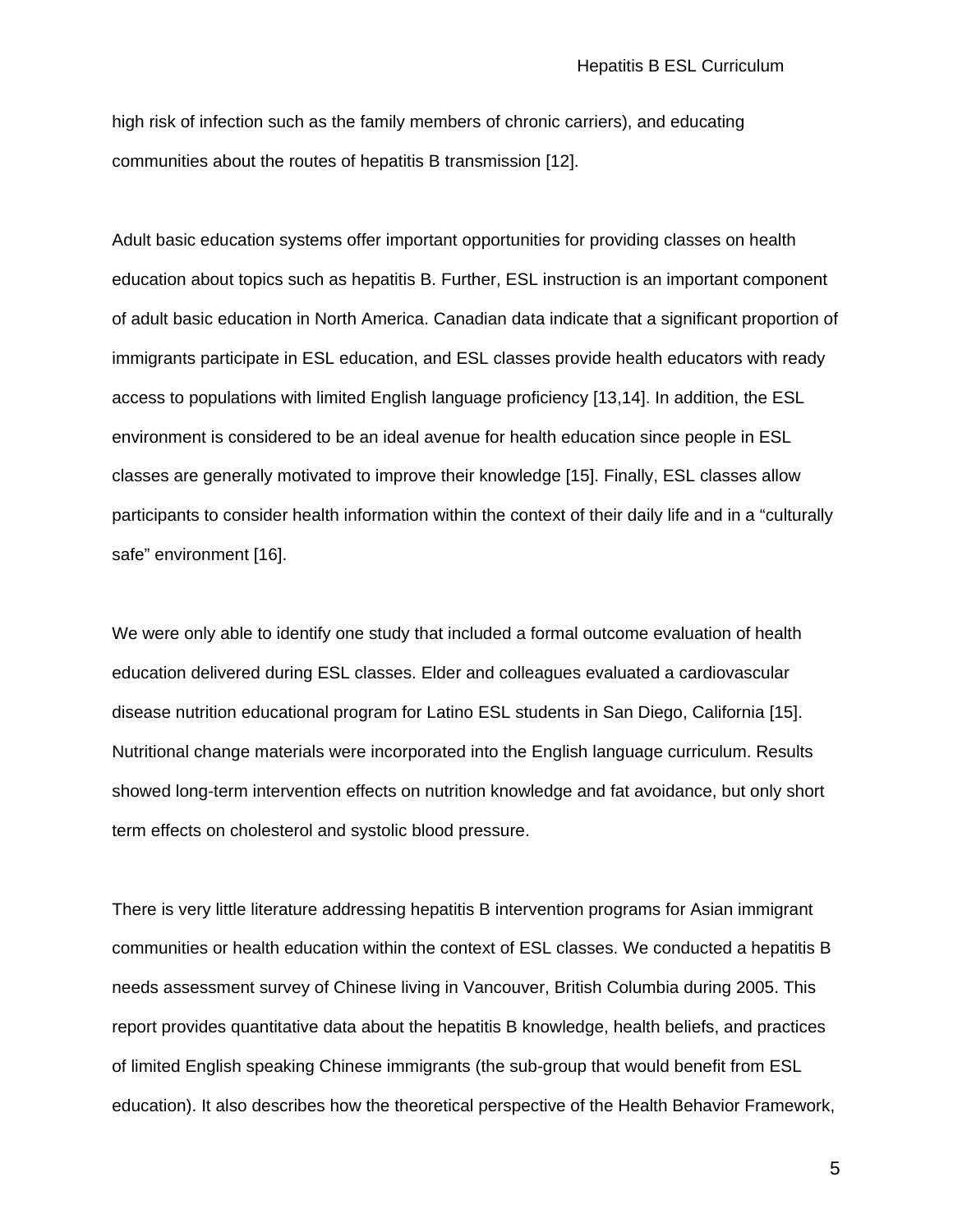high risk of infection such as the family members of chronic carriers), and educating communities about the routes of hepatitis B transmission [12].

Adult basic education systems offer important opportunities for providing classes on health education about topics such as hepatitis B. Further, ESL instruction is an important component of adult basic education in North America. Canadian data indicate that a significant proportion of immigrants participate in ESL education, and ESL classes provide health educators with ready access to populations with limited English language proficiency [13,14]. In addition, the ESL environment is considered to be an ideal avenue for health education since people in ESL classes are generally motivated to improve their knowledge [15]. Finally, ESL classes allow participants to consider health information within the context of their daily life and in a "culturally safe" environment [16].

We were only able to identify one study that included a formal outcome evaluation of health education delivered during ESL classes. Elder and colleagues evaluated a cardiovascular disease nutrition educational program for Latino ESL students in San Diego, California [15]. Nutritional change materials were incorporated into the English language curriculum. Results showed long-term intervention effects on nutrition knowledge and fat avoidance, but only short term effects on cholesterol and systolic blood pressure.

There is very little literature addressing hepatitis B intervention programs for Asian immigrant communities or health education within the context of ESL classes. We conducted a hepatitis B needs assessment survey of Chinese living in Vancouver, British Columbia during 2005. This report provides quantitative data about the hepatitis B knowledge, health beliefs, and practices of limited English speaking Chinese immigrants (the sub-group that would benefit from ESL education). It also describes how the theoretical perspective of the Health Behavior Framework,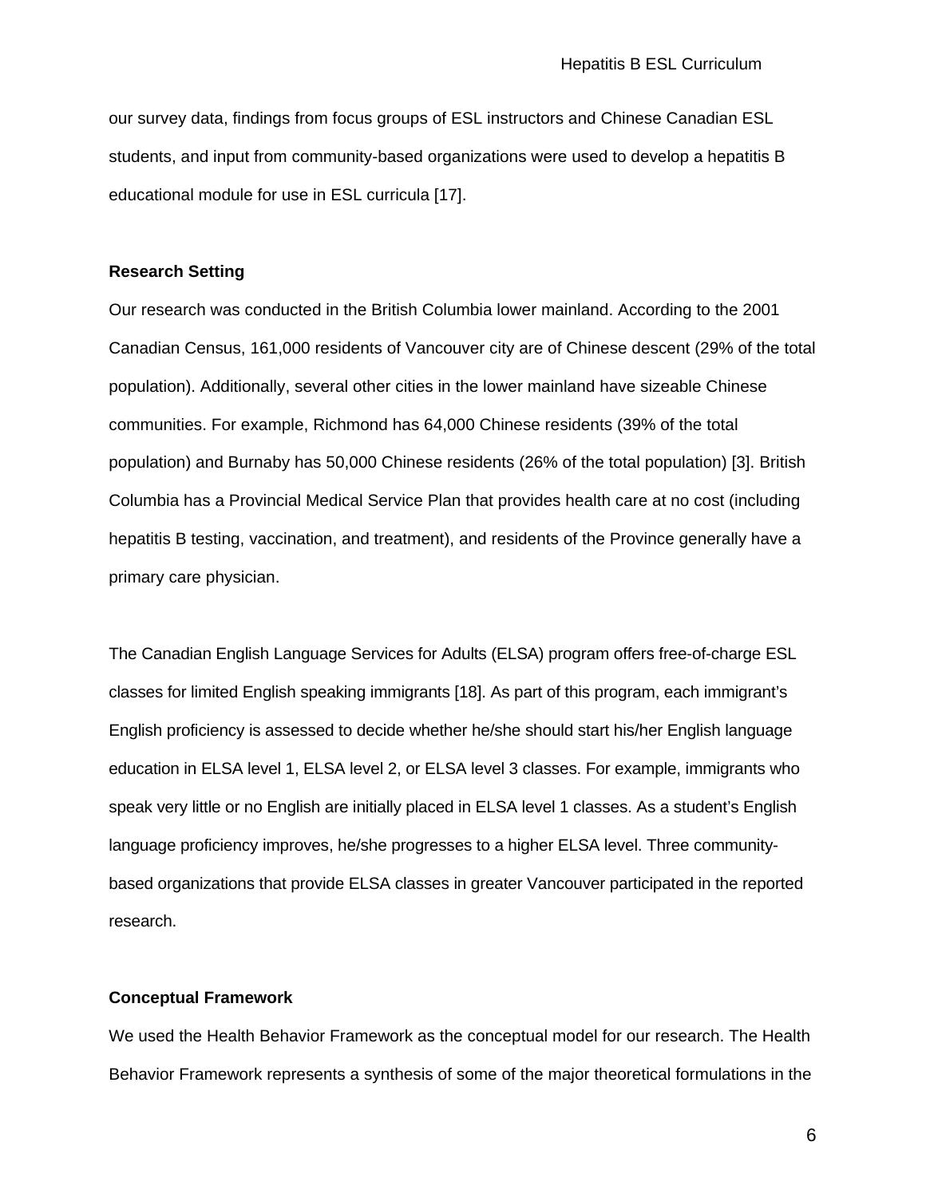our survey data, findings from focus groups of ESL instructors and Chinese Canadian ESL students, and input from community-based organizations were used to develop a hepatitis B educational module for use in ESL curricula [17].

**Research Setting**

Our research was conducted in the British Columbia lower mainland. According to the 2001 Canadian Census, 161,000 residents of Vancouver city are of Chinese descent (29% of the total population). Additionally, several other cities in the lower mainland have sizeable Chinese communities. For example, Richmond has 64,000 Chinese residents (39% of the total population) and Burnaby has 50,000 Chinese residents (26% of the total population) [3]. British Columbia has a Provincial Medical Service Plan that provides health care at no cost (including hepatitis B testing, vaccination, and treatment), and residents of the Province generally have a primary care physician.

The Canadian English Language Services for Adults (ELSA) program offers free-of-charge ESL classes for limited English speaking immigrants [18]. As part of this program, each immigrant's English proficiency is assessed to decide whether he/she should start his/her English language education in ELSA level 1, ELSA level 2, or ELSA level 3 classes. For example, immigrants who speak very little or no English are initially placed in ELSA level 1 classes. As a student's English language proficiency improves, he/she progresses to a higher ELSA level. Three community-based organizations that provide ELSA classes in greater Vancouver participated in the reported research.

**Conceptual Framework**

We used the Health Behavior Framework as the conceptual model for our research. The Health Behavior Framework represents a synthesis of some of the major theoretical formulations in the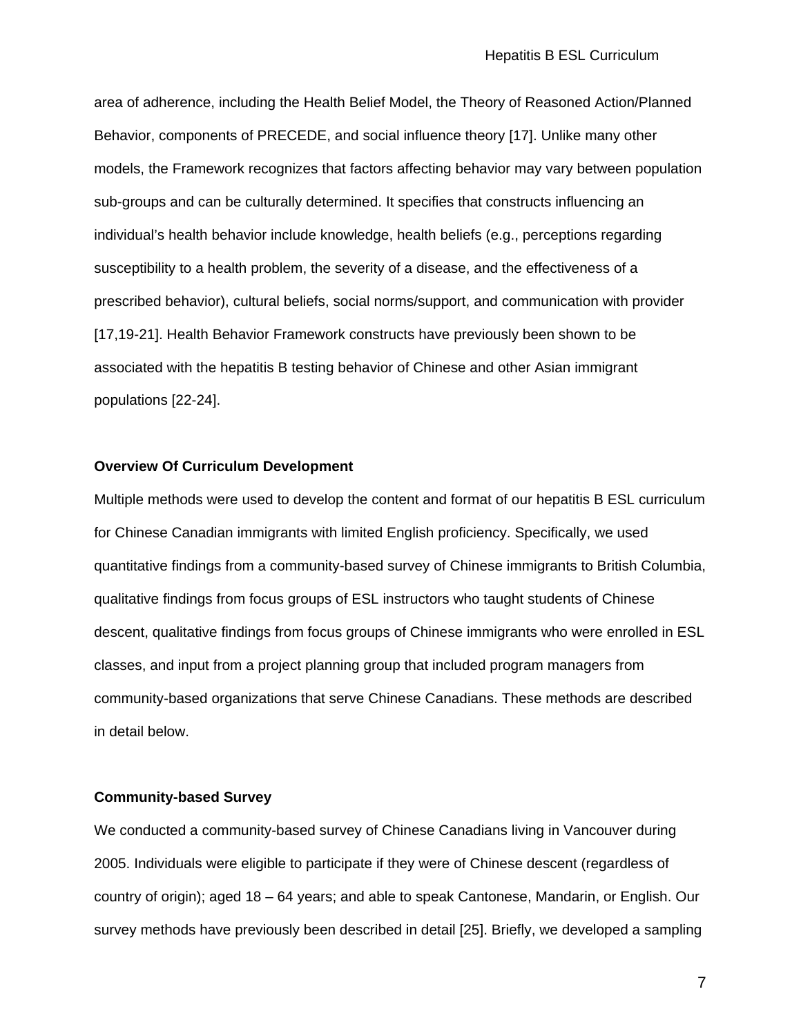area of adherence, including the Health Belief Model, the Theory of Reasoned Action/Planned Behavior, components of PRECEDE, and social influence theory [17]. Unlike many other models, the Framework recognizes that factors affecting behavior may vary between population sub-groups and can be culturally determined. It specifies that constructs influencing an individual's health behavior include knowledge, health beliefs (e.g., perceptions regarding susceptibility to a health problem, the severity of a disease, and the effectiveness of a prescribed behavior), cultural beliefs, social norms/support, and communication with provider [17,19-21]. Health Behavior Framework constructs have previously been shown to be associated with the hepatitis B testing behavior of Chinese and other Asian immigrant populations [22-24].

### Overview Of Curriculum Development

Multiple methods were used to develop the content and format of our hepatitis B ESL curriculum for Chinese Canadian immigrants with limited English proficiency. Specifically, we used quantitative findings from a community-based survey of Chinese immigrants to British Columbia, qualitative findings from focus groups of ESL instructors who taught students of Chinese descent, qualitative findings from focus groups of Chinese immigrants who were enrolled in ESL classes, and input from a project planning group that included program managers from community-based organizations that serve Chinese Canadians. These methods are described in detail below.

### Community-based Survey

We conducted a community-based survey of Chinese Canadians living in Vancouver during 2005. Individuals were eligible to participate if they were of Chinese descent (regardless of country of origin); aged 18 – 64 years; and able to speak Cantonese, Mandarin, or English. Our survey methods have previously been described in detail [25]. Briefly, we developed a sampling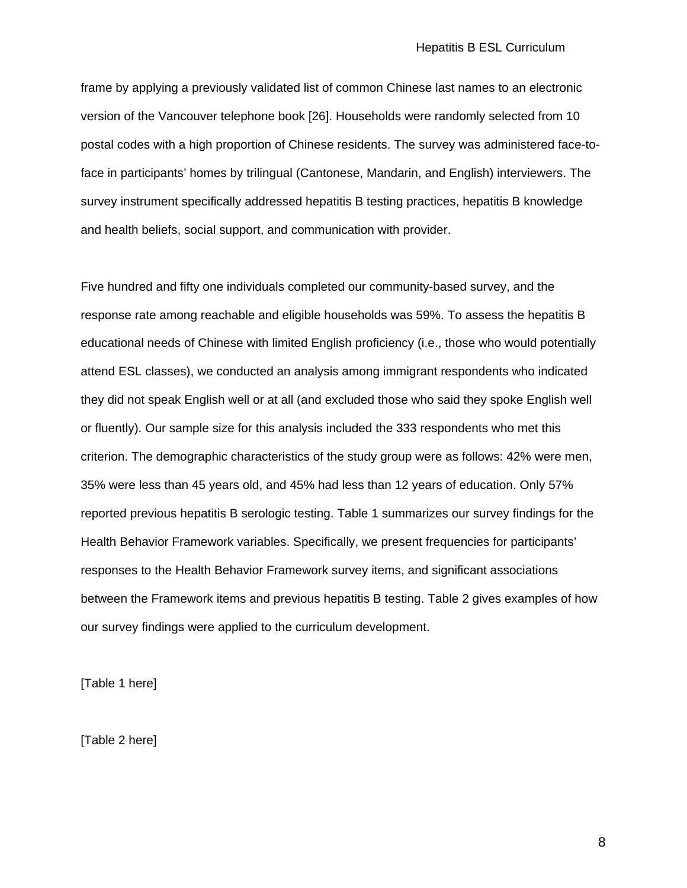frame by applying a previously validated list of common Chinese last names to an electronic version of the Vancouver telephone book [26]. Households were randomly selected from 10 postal codes with a high proportion of Chinese residents. The survey was administered face-to-face in participants' homes by trilingual (Cantonese, Mandarin, and English) interviewers. The survey instrument specifically addressed hepatitis B testing practices, hepatitis B knowledge and health beliefs, social support, and communication with provider.

Five hundred and fifty one individuals completed our community-based survey, and the response rate among reachable and eligible households was 59%. To assess the hepatitis B educational needs of Chinese with limited English proficiency (i.e., those who would potentially attend ESL classes), we conducted an analysis among immigrant respondents who indicated they did not speak English well or at all (and excluded those who said they spoke English well or fluently). Our sample size for this analysis included the 333 respondents who met this criterion. The demographic characteristics of the study group were as follows: 42% were men, 35% were less than 45 years old, and 45% had less than 12 years of education. Only 57% reported previous hepatitis B serologic testing. Table 1 summarizes our survey findings for the Health Behavior Framework variables. Specifically, we present frequencies for participants' responses to the Health Behavior Framework survey items, and significant associations between the Framework items and previous hepatitis B testing. Table 2 gives examples of how our survey findings were applied to the curriculum development.

[Table 1 here]

[Table 2 here]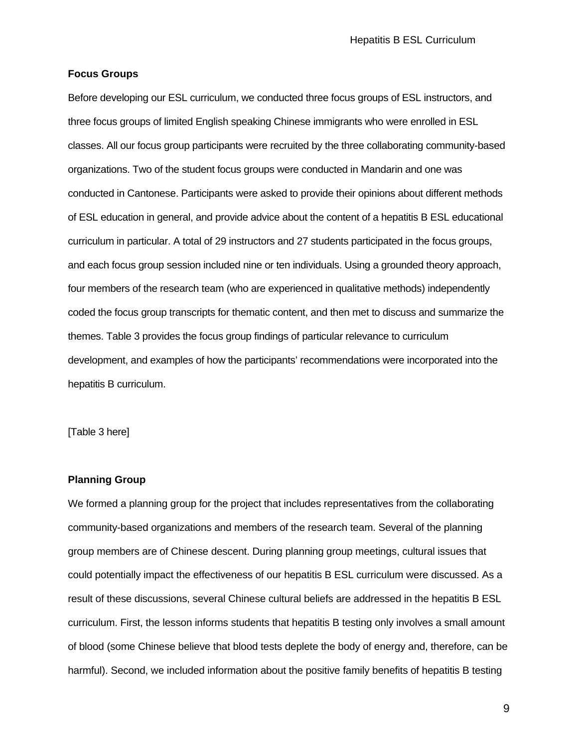### Focus Groups

Before developing our ESL curriculum, we conducted three focus groups of ESL instructors, and three focus groups of limited English speaking Chinese immigrants who were enrolled in ESL classes. All our focus group participants were recruited by the three collaborating community-based organizations. Two of the student focus groups were conducted in Mandarin and one was conducted in Cantonese. Participants were asked to provide their opinions about different methods of ESL education in general, and provide advice about the content of a hepatitis B ESL educational curriculum in particular. A total of 29 instructors and 27 students participated in the focus groups, and each focus group session included nine or ten individuals. Using a grounded theory approach, four members of the research team (who are experienced in qualitative methods) independently coded the focus group transcripts for thematic content, and then met to discuss and summarize the themes. Table 3 provides the focus group findings of particular relevance to curriculum development, and examples of how the participants' recommendations were incorporated into the hepatitis B curriculum.

[Table 3 here]

### Planning Group

We formed a planning group for the project that includes representatives from the collaborating community-based organizations and members of the research team. Several of the planning group members are of Chinese descent. During planning group meetings, cultural issues that could potentially impact the effectiveness of our hepatitis B ESL curriculum were discussed. As a result of these discussions, several Chinese cultural beliefs are addressed in the hepatitis B ESL curriculum. First, the lesson informs students that hepatitis B testing only involves a small amount of blood (some Chinese believe that blood tests deplete the body of energy and, therefore, can be harmful). Second, we included information about the positive family benefits of hepatitis B testing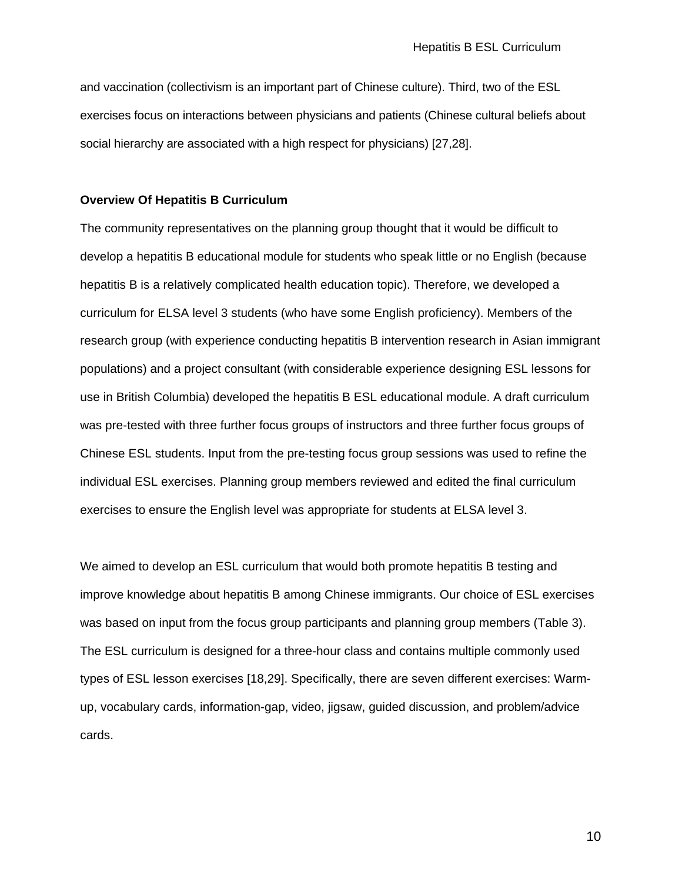and vaccination (collectivism is an important part of Chinese culture). Third, two of the ESL exercises focus on interactions between physicians and patients (Chinese cultural beliefs about social hierarchy are associated with a high respect for physicians) [27,28].

**Overview Of Hepatitis B Curriculum**

The community representatives on the planning group thought that it would be difficult to develop a hepatitis B educational module for students who speak little or no English (because hepatitis B is a relatively complicated health education topic). Therefore, we developed a curriculum for ELSA level 3 students (who have some English proficiency). Members of the research group (with experience conducting hepatitis B intervention research in Asian immigrant populations) and a project consultant (with considerable experience designing ESL lessons for use in British Columbia) developed the hepatitis B ESL educational module. A draft curriculum was pre-tested with three further focus groups of instructors and three further focus groups of Chinese ESL students. Input from the pre-testing focus group sessions was used to refine the individual ESL exercises. Planning group members reviewed and edited the final curriculum exercises to ensure the English level was appropriate for students at ELSA level 3.

We aimed to develop an ESL curriculum that would both promote hepatitis B testing and improve knowledge about hepatitis B among Chinese immigrants. Our choice of ESL exercises was based on input from the focus group participants and planning group members (Table 3). The ESL curriculum is designed for a three-hour class and contains multiple commonly used types of ESL lesson exercises [18,29]. Specifically, there are seven different exercises: Warm-up, vocabulary cards, information-gap, video, jigsaw, guided discussion, and problem/advice cards.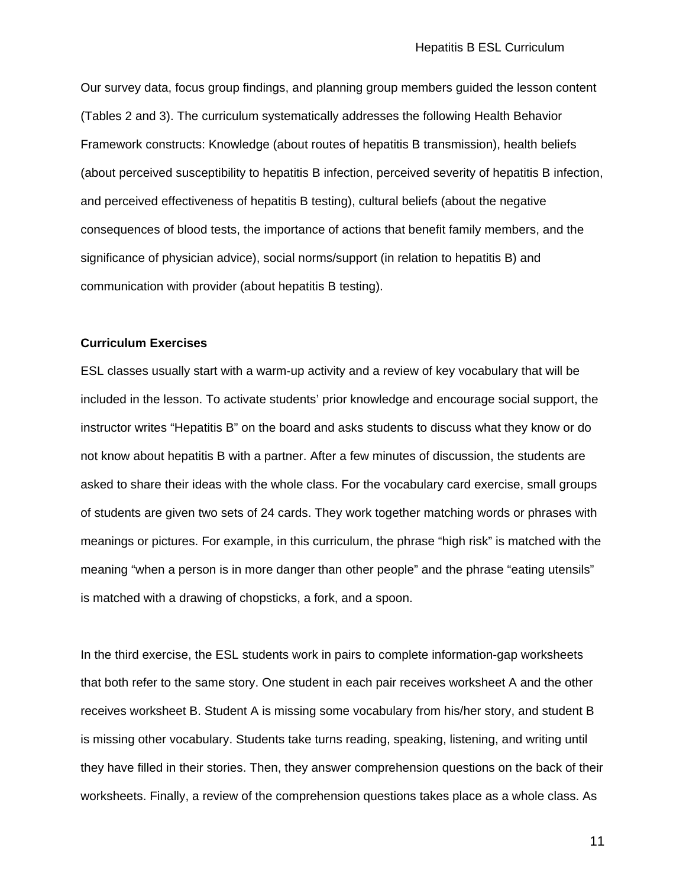Our survey data, focus group findings, and planning group members guided the lesson content (Tables 2 and 3). The curriculum systematically addresses the following Health Behavior Framework constructs: Knowledge (about routes of hepatitis B transmission), health beliefs (about perceived susceptibility to hepatitis B infection, perceived severity of hepatitis B infection, and perceived effectiveness of hepatitis B testing), cultural beliefs (about the negative consequences of blood tests, the importance of actions that benefit family members, and the significance of physician advice), social norms/support (in relation to hepatitis B) and communication with provider (about hepatitis B testing).

**Curriculum Exercises**

ESL classes usually start with a warm-up activity and a review of key vocabulary that will be included in the lesson. To activate students' prior knowledge and encourage social support, the instructor writes "Hepatitis B" on the board and asks students to discuss what they know or do not know about hepatitis B with a partner. After a few minutes of discussion, the students are asked to share their ideas with the whole class. For the vocabulary card exercise, small groups of students are given two sets of 24 cards. They work together matching words or phrases with meanings or pictures. For example, in this curriculum, the phrase "high risk" is matched with the meaning "when a person is in more danger than other people" and the phrase "eating utensils" is matched with a drawing of chopsticks, a fork, and a spoon.

In the third exercise, the ESL students work in pairs to complete information-gap worksheets that both refer to the same story. One student in each pair receives worksheet A and the other receives worksheet B. Student A is missing some vocabulary from his/her story, and student B is missing other vocabulary. Students take turns reading, speaking, listening, and writing until they have filled in their stories. Then, they answer comprehension questions on the back of their worksheets. Finally, a review of the comprehension questions takes place as a whole class. As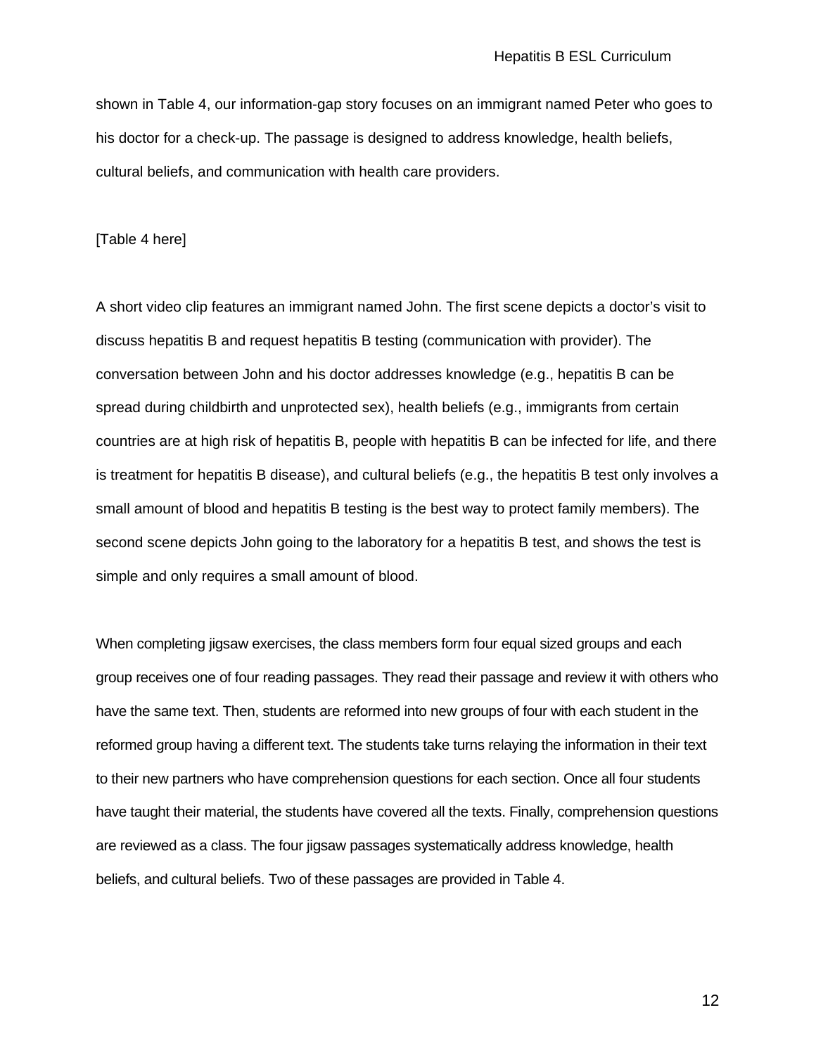shown in Table 4, our information-gap story focuses on an immigrant named Peter who goes to his doctor for a check-up. The passage is designed to address knowledge, health beliefs, cultural beliefs, and communication with health care providers.

[Table 4 here]

A short video clip features an immigrant named John. The first scene depicts a doctor's visit to discuss hepatitis B and request hepatitis B testing (communication with provider). The conversation between John and his doctor addresses knowledge (e.g., hepatitis B can be spread during childbirth and unprotected sex), health beliefs (e.g., immigrants from certain countries are at high risk of hepatitis B, people with hepatitis B can be infected for life, and there is treatment for hepatitis B disease), and cultural beliefs (e.g., the hepatitis B test only involves a small amount of blood and hepatitis B testing is the best way to protect family members). The second scene depicts John going to the laboratory for a hepatitis B test, and shows the test is simple and only requires a small amount of blood.

When completing jigsaw exercises, the class members form four equal sized groups and each group receives one of four reading passages. They read their passage and review it with others who have the same text. Then, students are reformed into new groups of four with each student in the reformed group having a different text. The students take turns relaying the information in their text to their new partners who have comprehension questions for each section. Once all four students have taught their material, the students have covered all the texts. Finally, comprehension questions are reviewed as a class. The four jigsaw passages systematically address knowledge, health beliefs, and cultural beliefs. Two of these passages are provided in Table 4.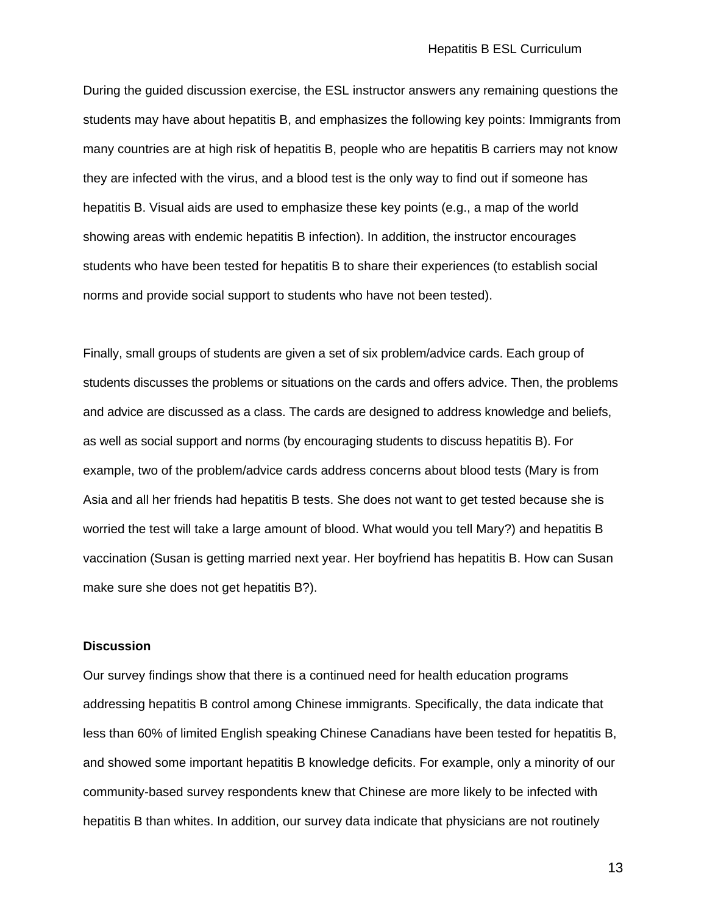During the guided discussion exercise, the ESL instructor answers any remaining questions the students may have about hepatitis B, and emphasizes the following key points: Immigrants from many countries are at high risk of hepatitis B, people who are hepatitis B carriers may not know they are infected with the virus, and a blood test is the only way to find out if someone has hepatitis B. Visual aids are used to emphasize these key points (e.g., a map of the world showing areas with endemic hepatitis B infection). In addition, the instructor encourages students who have been tested for hepatitis B to share their experiences (to establish social norms and provide social support to students who have not been tested).

Finally, small groups of students are given a set of six problem/advice cards. Each group of students discusses the problems or situations on the cards and offers advice. Then, the problems and advice are discussed as a class. The cards are designed to address knowledge and beliefs, as well as social support and norms (by encouraging students to discuss hepatitis B). For example, two of the problem/advice cards address concerns about blood tests (Mary is from Asia and all her friends had hepatitis B tests. She does not want to get tested because she is worried the test will take a large amount of blood. What would you tell Mary?) and hepatitis B vaccination (Susan is getting married next year. Her boyfriend has hepatitis B. How can Susan make sure she does not get hepatitis B?).

**Discussion**

Our survey findings show that there is a continued need for health education programs addressing hepatitis B control among Chinese immigrants. Specifically, the data indicate that less than 60% of limited English speaking Chinese Canadians have been tested for hepatitis B, and showed some important hepatitis B knowledge deficits. For example, only a minority of our community-based survey respondents knew that Chinese are more likely to be infected with hepatitis B than whites. In addition, our survey data indicate that physicians are not routinely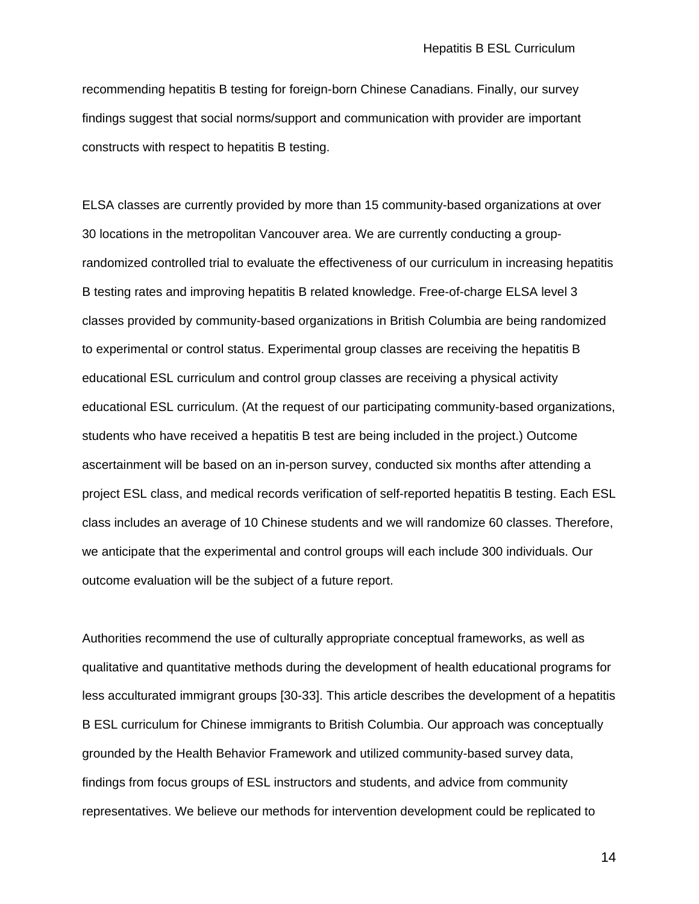recommending hepatitis B testing for foreign-born Chinese Canadians. Finally, our survey findings suggest that social norms/support and communication with provider are important constructs with respect to hepatitis B testing.

ELSA classes are currently provided by more than 15 community-based organizations at over 30 locations in the metropolitan Vancouver area. We are currently conducting a group-randomized controlled trial to evaluate the effectiveness of our curriculum in increasing hepatitis B testing rates and improving hepatitis B related knowledge. Free-of-charge ELSA level 3 classes provided by community-based organizations in British Columbia are being randomized to experimental or control status. Experimental group classes are receiving the hepatitis B educational ESL curriculum and control group classes are receiving a physical activity educational ESL curriculum. (At the request of our participating community-based organizations, students who have received a hepatitis B test are being included in the project.) Outcome ascertainment will be based on an in-person survey, conducted six months after attending a project ESL class, and medical records verification of self-reported hepatitis B testing. Each ESL class includes an average of 10 Chinese students and we will randomize 60 classes. Therefore, we anticipate that the experimental and control groups will each include 300 individuals. Our outcome evaluation will be the subject of a future report.

Authorities recommend the use of culturally appropriate conceptual frameworks, as well as qualitative and quantitative methods during the development of health educational programs for less acculturated immigrant groups [30-33]. This article describes the development of a hepatitis B ESL curriculum for Chinese immigrants to British Columbia. Our approach was conceptually grounded by the Health Behavior Framework and utilized community-based survey data, findings from focus groups of ESL instructors and students, and advice from community representatives. We believe our methods for intervention development could be replicated to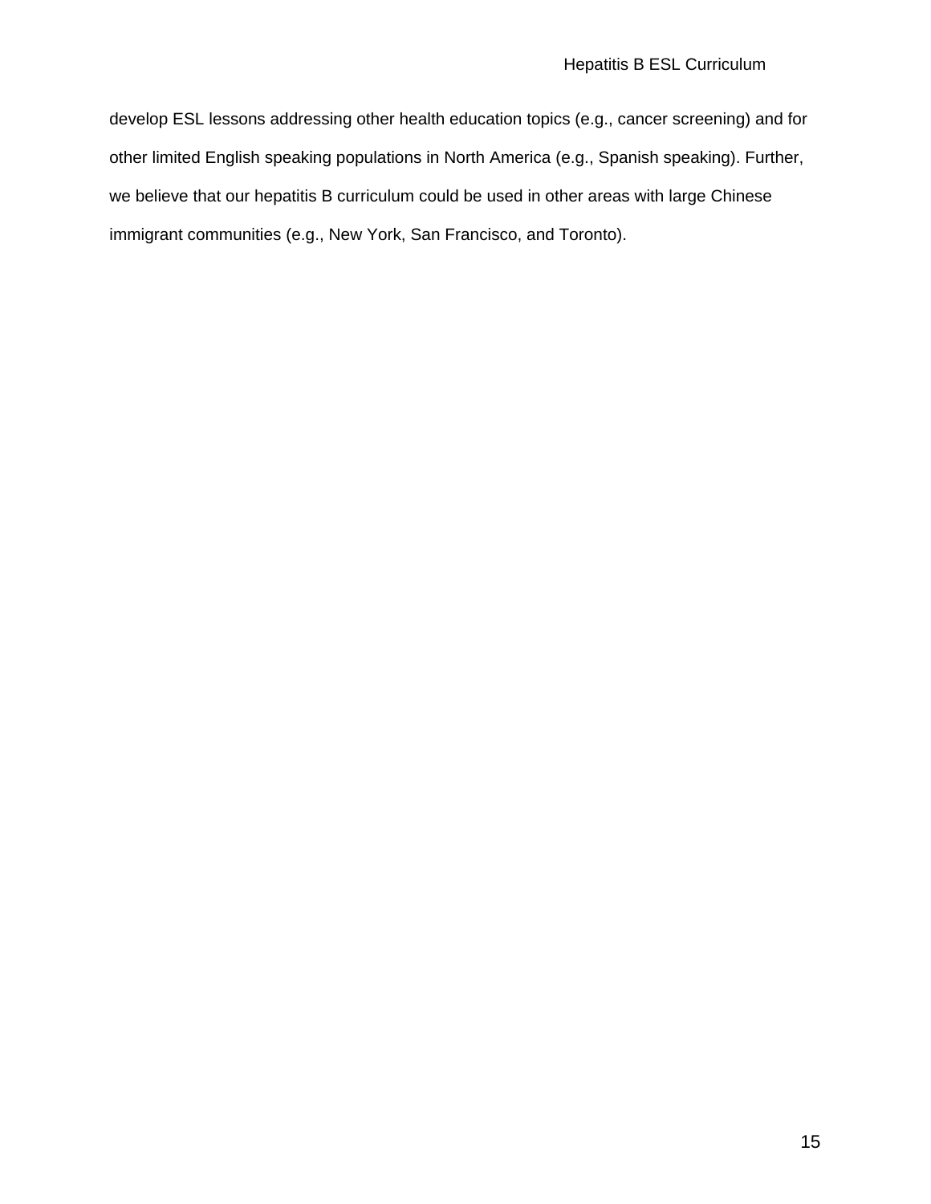develop ESL lessons addressing other health education topics (e.g., cancer screening) and for other limited English speaking populations in North America (e.g., Spanish speaking). Further, we believe that our hepatitis B curriculum could be used in other areas with large Chinese immigrant communities (e.g., New York, San Francisco, and Toronto).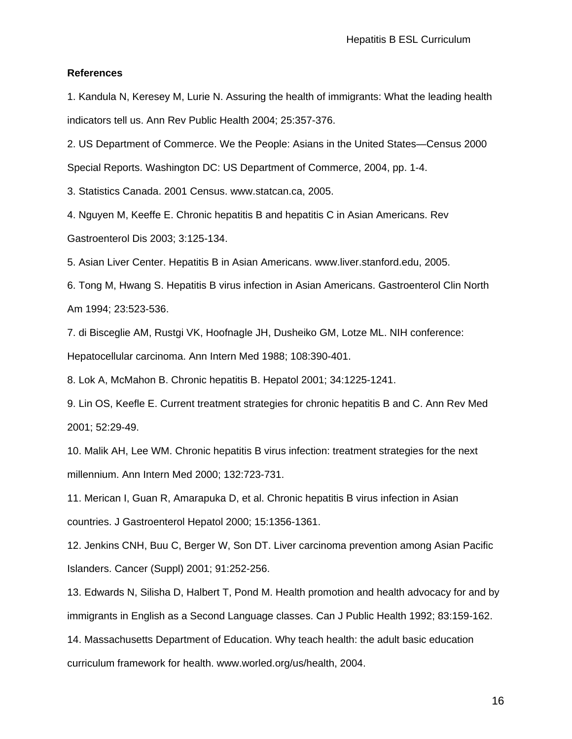**References**

1. Kandula N, Keresey M, Lurie N. Assuring the health of immigrants: What the leading health indicators tell us. Ann Rev Public Health 2004; 25:357-376.

2. US Department of Commerce. We the People: Asians in the United States—Census 2000 Special Reports. Washington DC: US Department of Commerce, 2004, pp. 1-4.

3. Statistics Canada. 2001 Census. www.statcan.ca, 2005.

4. Nguyen M, Keeffe E. Chronic hepatitis B and hepatitis C in Asian Americans. Rev Gastroenterol Dis 2003; 3:125-134.

5. Asian Liver Center. Hepatitis B in Asian Americans. www.liver.stanford.edu, 2005.

6. Tong M, Hwang S. Hepatitis B virus infection in Asian Americans. Gastroenterol Clin North Am 1994; 23:523-536.

7. di Bisceglie AM, Rustgi VK, Hoofnagle JH, Dusheiko GM, Lotze ML. NIH conference: Hepatocellular carcinoma. Ann Intern Med 1988; 108:390-401.

8. Lok A, McMahon B. Chronic hepatitis B. Hepatol 2001; 34:1225-1241.

9. Lin OS, Keefle E. Current treatment strategies for chronic hepatitis B and C. Ann Rev Med 2001; 52:29-49.

10. Malik AH, Lee WM. Chronic hepatitis B virus infection: treatment strategies for the next millennium. Ann Intern Med 2000; 132:723-731.

11. Merican I, Guan R, Amarapuka D, et al. Chronic hepatitis B virus infection in Asian countries. J Gastroenterol Hepatol 2000; 15:1356-1361.

12. Jenkins CNH, Buu C, Berger W, Son DT. Liver carcinoma prevention among Asian Pacific Islanders. Cancer (Suppl) 2001; 91:252-256.

13. Edwards N, Silisha D, Halbert T, Pond M. Health promotion and health advocacy for and by immigrants in English as a Second Language classes. Can J Public Health 1992; 83:159-162.

14. Massachusetts Department of Education. Why teach health: the adult basic education curriculum framework for health. www.worled.org/us/health, 2004.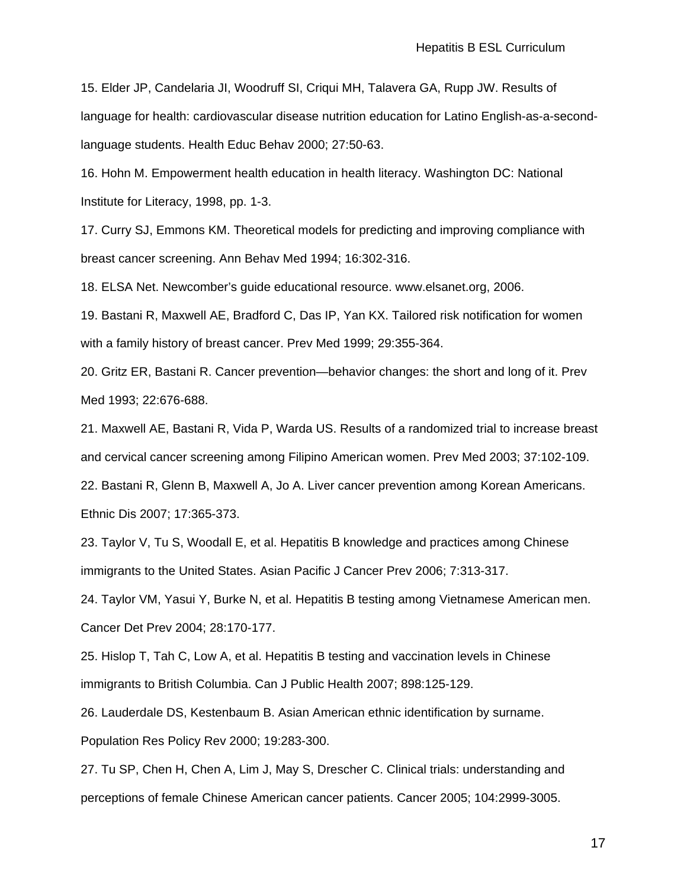15. Elder JP, Candelaria JI, Woodruff SI, Criqui MH, Talavera GA, Rupp JW. Results of language for health: cardiovascular disease nutrition education for Latino English-as-a-second-language students. Health Educ Behav 2000; 27:50-63.

16. Hohn M. Empowerment health education in health literacy. Washington DC: National Institute for Literacy, 1998, pp. 1-3.

17. Curry SJ, Emmons KM. Theoretical models for predicting and improving compliance with breast cancer screening. Ann Behav Med 1994; 16:302-316.

18. ELSA Net. Newcomber's guide educational resource. www.elsanet.org, 2006.

19. Bastani R, Maxwell AE, Bradford C, Das IP, Yan KX. Tailored risk notification for women with a family history of breast cancer. Prev Med 1999; 29:355-364.

20. Gritz ER, Bastani R. Cancer prevention—behavior changes: the short and long of it. Prev Med 1993; 22:676-688.

21. Maxwell AE, Bastani R, Vida P, Warda US. Results of a randomized trial to increase breast and cervical cancer screening among Filipino American women. Prev Med 2003; 37:102-109.

22. Bastani R, Glenn B, Maxwell A, Jo A. Liver cancer prevention among Korean Americans. Ethnic Dis 2007; 17:365-373.

23. Taylor V, Tu S, Woodall E, et al. Hepatitis B knowledge and practices among Chinese immigrants to the United States. Asian Pacific J Cancer Prev 2006; 7:313-317.

24. Taylor VM, Yasui Y, Burke N, et al. Hepatitis B testing among Vietnamese American men. Cancer Det Prev 2004; 28:170-177.

25. Hislop T, Tah C, Low A, et al. Hepatitis B testing and vaccination levels in Chinese immigrants to British Columbia. Can J Public Health 2007; 898:125-129.

26. Lauderdale DS, Kestenbaum B. Asian American ethnic identification by surname. Population Res Policy Rev 2000; 19:283-300.

27. Tu SP, Chen H, Chen A, Lim J, May S, Drescher C. Clinical trials: understanding and perceptions of female Chinese American cancer patients. Cancer 2005; 104:2999-3005.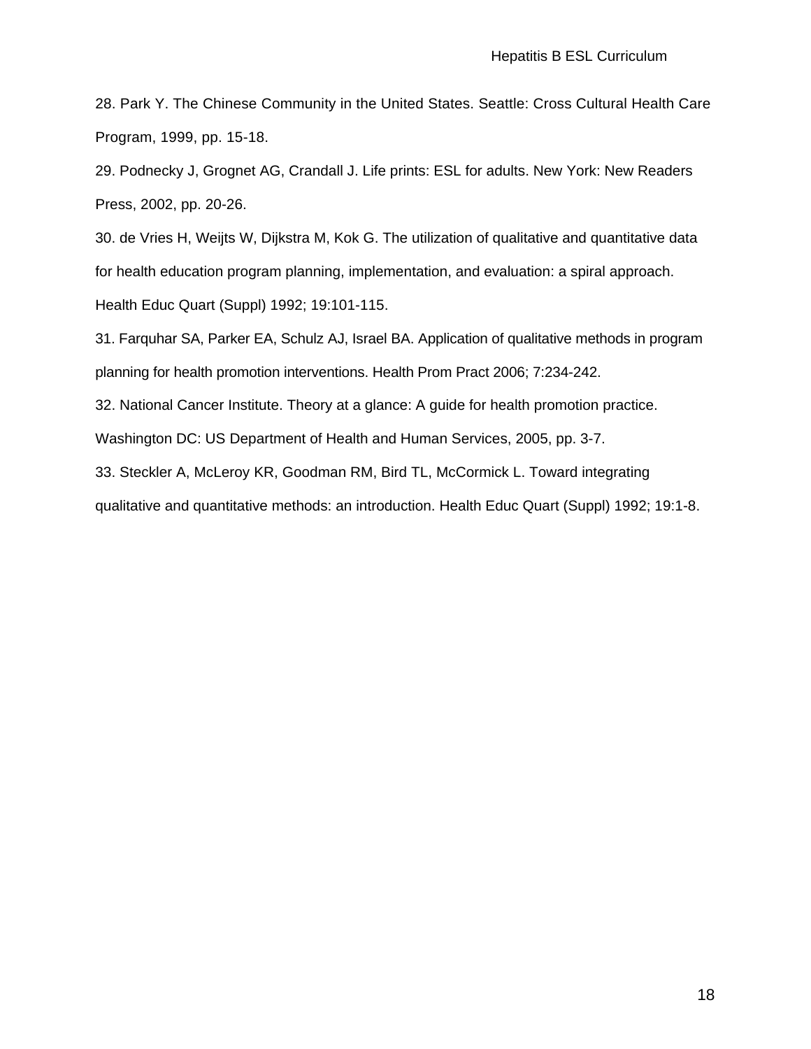28. Park Y. The Chinese Community in the United States. Seattle: Cross Cultural Health Care Program, 1999, pp. 15-18.

29. Podnecky J, Grognet AG, Crandall J. Life prints: ESL for adults. New York: New Readers Press, 2002, pp. 20-26.

30. de Vries H, Weijts W, Dijkstra M, Kok G. The utilization of qualitative and quantitative data for health education program planning, implementation, and evaluation: a spiral approach. Health Educ Quart (Suppl) 1992; 19:101-115.

31. Farquhar SA, Parker EA, Schulz AJ, Israel BA. Application of qualitative methods in program planning for health promotion interventions. Health Prom Pract 2006; 7:234-242.

32. National Cancer Institute. Theory at a glance: A guide for health promotion practice. Washington DC: US Department of Health and Human Services, 2005, pp. 3-7.

33. Steckler A, McLeroy KR, Goodman RM, Bird TL, McCormick L. Toward integrating qualitative and quantitative methods: an introduction. Health Educ Quart (Suppl) 1992; 19:1-8.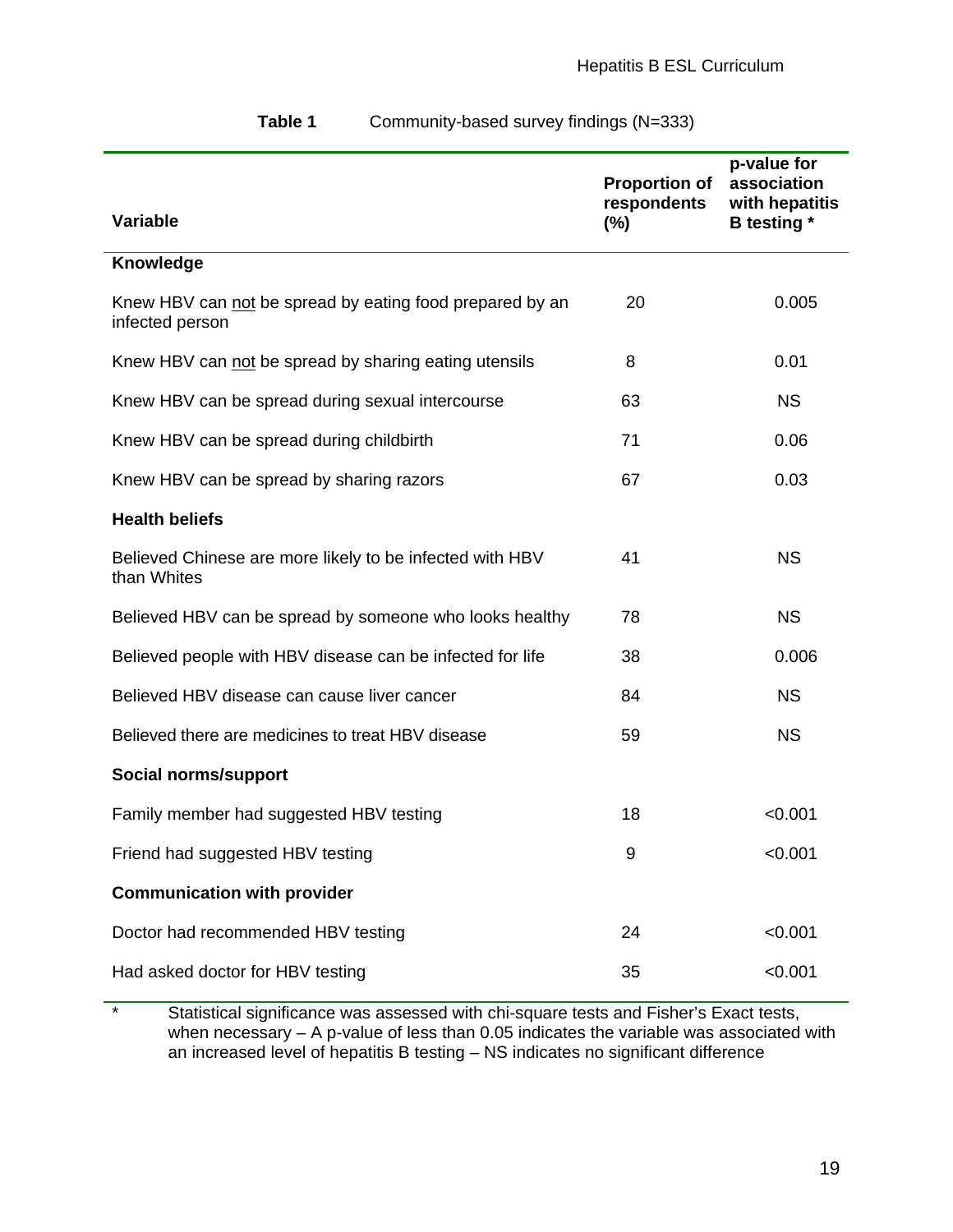**Table 1** Community-based survey findings (N=333)

| Variable | Proportion of respondents (%) | p-value for association with hepatitis B testing * |
|---|---|---|
| **Knowledge** | | |
| Knew HBV can <u>not</u> be spread by eating food prepared by an infected person | 20 | 0.005 |
| Knew HBV can <u>not</u> be spread by sharing eating utensils | 8 | 0.01 |
| Knew HBV can be spread during sexual intercourse | 63 | NS |
| Knew HBV can be spread during childbirth | 71 | 0.06 |
| Knew HBV can be spread by sharing razors | 67 | 0.03 |
| **Health beliefs** | | |
| Believed Chinese are more likely to be infected with HBV than Whites | 41 | NS |
| Believed HBV can be spread by someone who looks healthy | 78 | NS |
| Believed people with HBV disease can be infected for life | 38 | 0.006 |
| Believed HBV disease can cause liver cancer | 84 | NS |
| Believed there are medicines to treat HBV disease | 59 | NS |
| **Social norms/support** | | |
| Family member had suggested HBV testing | 18 | <0.001 |
| Friend had suggested HBV testing | 9 | <0.001 |
| **Communication with provider** | | |
| Doctor had recommended HBV testing | 24 | <0.001 |
| Had asked doctor for HBV testing | 35 | <0.001 |

\* Statistical significance was assessed with chi-square tests and Fisher's Exact tests, when necessary – A p-value of less than 0.05 indicates the variable was associated with an increased level of hepatitis B testing – NS indicates no significant difference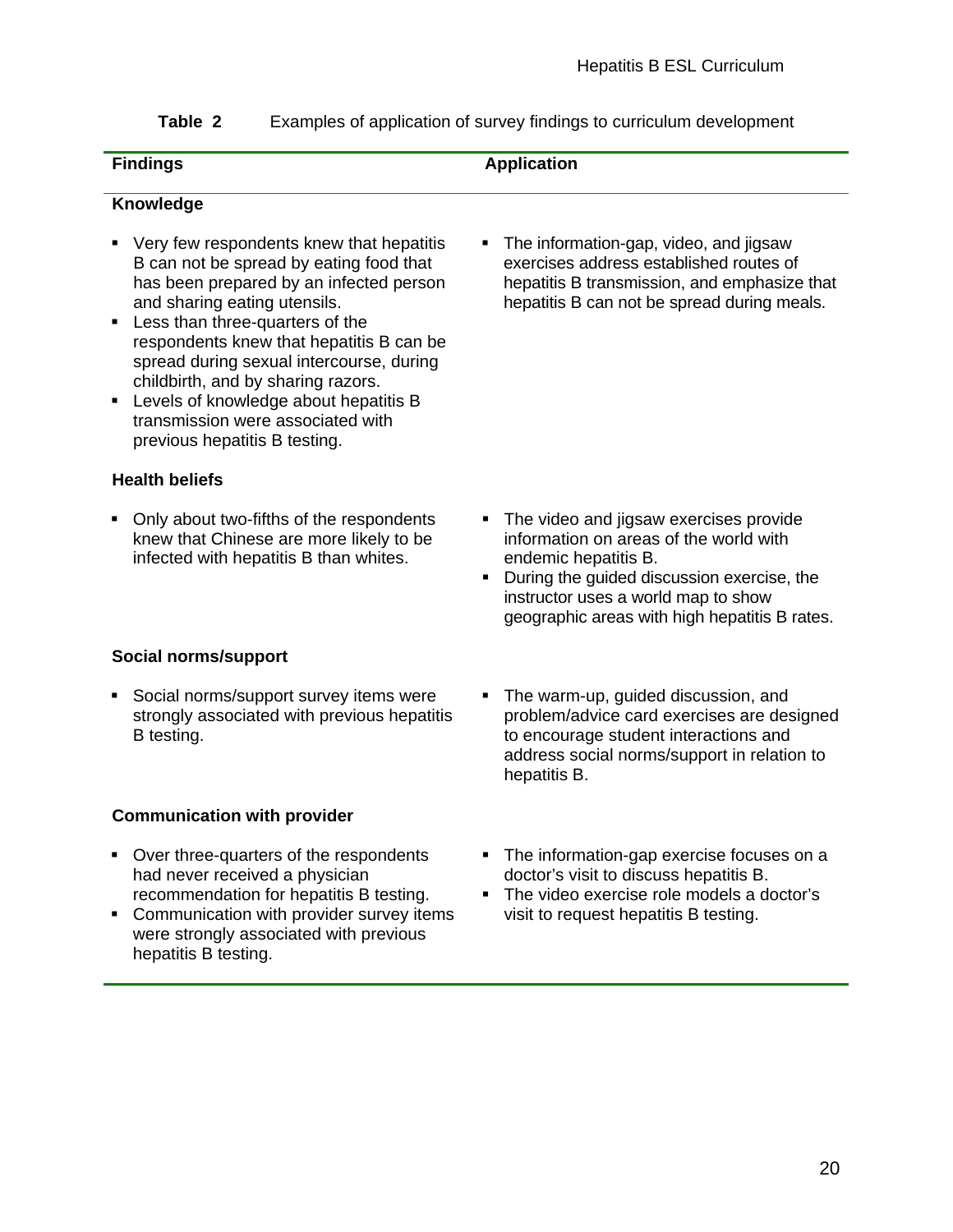**Table 2** Examples of application of survey findings to curriculum development

| Findings | Application |
|---|---|
| **Knowledge** | |
| ▪ Very few respondents knew that hepatitis B can not be spread by eating food that has been prepared by an infected person and sharing eating utensils.<br>▪ Less than three-quarters of the respondents knew that hepatitis B can be spread during sexual intercourse, during childbirth, and by sharing razors.<br>▪ Levels of knowledge about hepatitis B transmission were associated with previous hepatitis B testing. | ▪ The information-gap, video, and jigsaw exercises address established routes of hepatitis B transmission, and emphasize that hepatitis B can not be spread during meals. |
| **Health beliefs** | |
| ▪ Only about two-fifths of the respondents knew that Chinese are more likely to be infected with hepatitis B than whites. | ▪ The video and jigsaw exercises provide information on areas of the world with endemic hepatitis B.<br>▪ During the guided discussion exercise, the instructor uses a world map to show geographic areas with high hepatitis B rates. |
| **Social norms/support** | |
| ▪ Social norms/support survey items were strongly associated with previous hepatitis B testing. | ▪ The warm-up, guided discussion, and problem/advice card exercises are designed to encourage student interactions and address social norms/support in relation to hepatitis B. |
| **Communication with provider** | |
| ▪ Over three-quarters of the respondents had never received a physician recommendation for hepatitis B testing.<br>▪ Communication with provider survey items were strongly associated with previous hepatitis B testing. | ▪ The information-gap exercise focuses on a doctor's visit to discuss hepatitis B.<br>▪ The video exercise role models a doctor's visit to request hepatitis B testing. |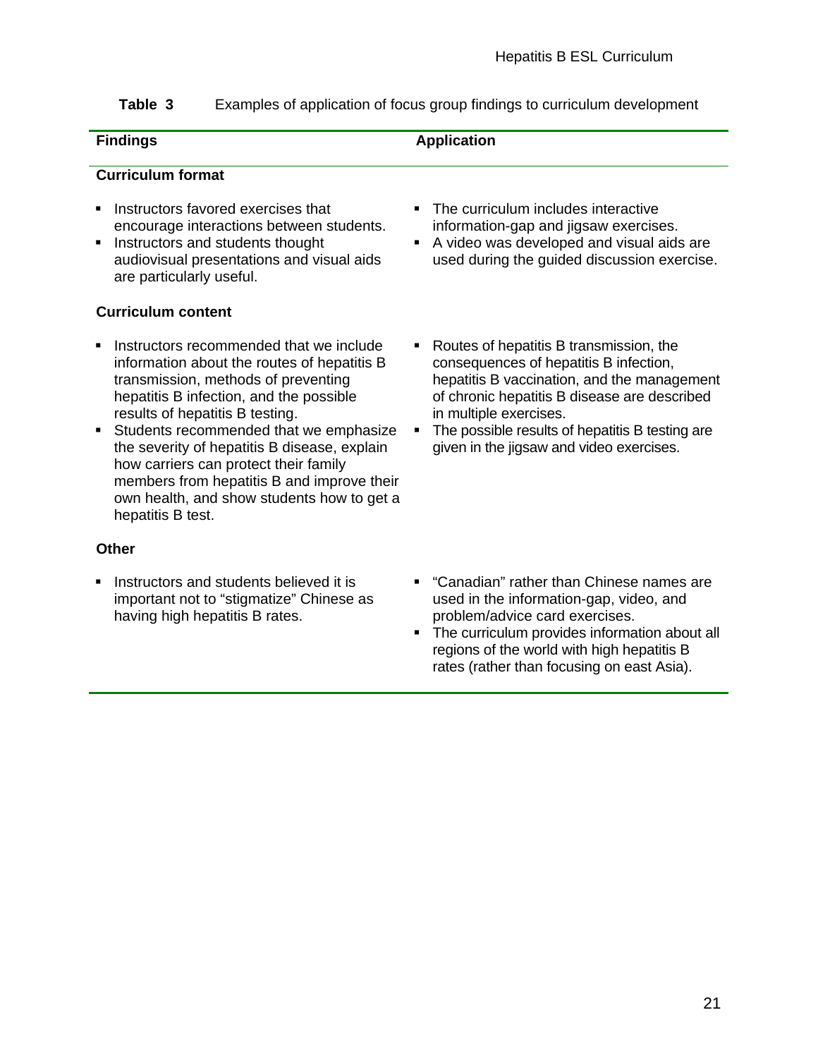**Table 3** Examples of application of focus group findings to curriculum development

| Findings | Application |
| --- | --- |
| **Curriculum format** | |
| ▪ Instructors favored exercises that encourage interactions between students.<br>▪ Instructors and students thought audiovisual presentations and visual aids are particularly useful. | ▪ The curriculum includes interactive information-gap and jigsaw exercises.<br>▪ A video was developed and visual aids are used during the guided discussion exercise. |
| **Curriculum content** | |
| ▪ Instructors recommended that we include information about the routes of hepatitis B transmission, methods of preventing hepatitis B infection, and the possible results of hepatitis B testing.<br>▪ Students recommended that we emphasize the severity of hepatitis B disease, explain how carriers can protect their family members from hepatitis B and improve their own health, and show students how to get a hepatitis B test. | ▪ Routes of hepatitis B transmission, the consequences of hepatitis B infection, hepatitis B vaccination, and the management of chronic hepatitis B disease are described in multiple exercises.<br>▪ The possible results of hepatitis B testing are given in the jigsaw and video exercises. |
| **Other** | |
| ▪ Instructors and students believed it is important not to "stigmatize" Chinese as having high hepatitis B rates. | ▪ "Canadian" rather than Chinese names are used in the information-gap, video, and problem/advice card exercises.<br>▪ The curriculum provides information about all regions of the world with high hepatitis B rates (rather than focusing on east Asia). |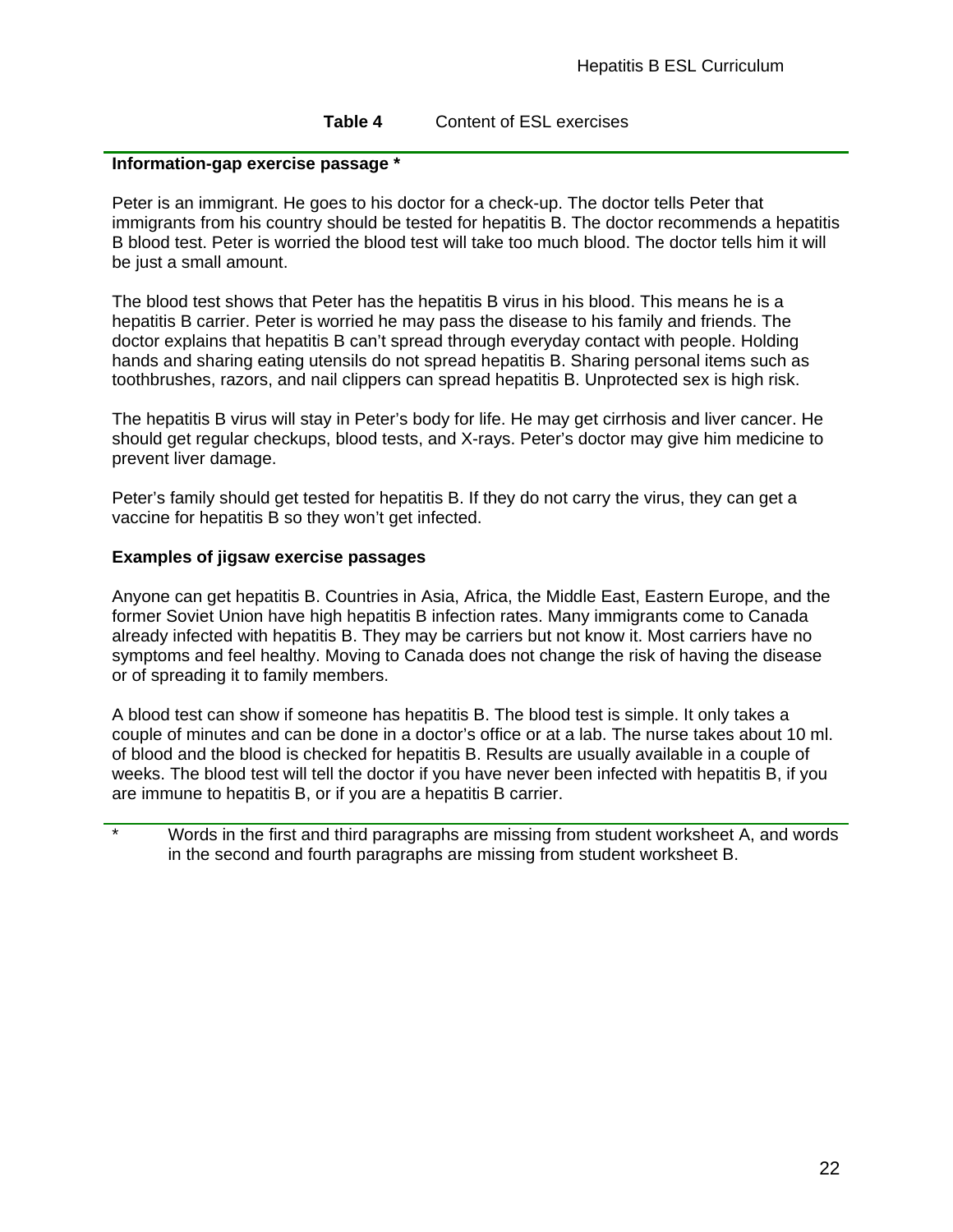**Table 4** Content of ESL exercises

**Information-gap exercise passage ***

Peter is an immigrant. He goes to his doctor for a check-up. The doctor tells Peter that immigrants from his country should be tested for hepatitis B. The doctor recommends a hepatitis B blood test. Peter is worried the blood test will take too much blood. The doctor tells him it will be just a small amount.

The blood test shows that Peter has the hepatitis B virus in his blood. This means he is a hepatitis B carrier. Peter is worried he may pass the disease to his family and friends. The doctor explains that hepatitis B can't spread through everyday contact with people. Holding hands and sharing eating utensils do not spread hepatitis B. Sharing personal items such as toothbrushes, razors, and nail clippers can spread hepatitis B. Unprotected sex is high risk.

The hepatitis B virus will stay in Peter's body for life. He may get cirrhosis and liver cancer. He should get regular checkups, blood tests, and X-rays. Peter's doctor may give him medicine to prevent liver damage.

Peter's family should get tested for hepatitis B. If they do not carry the virus, they can get a vaccine for hepatitis B so they won't get infected.

**Examples of jigsaw exercise passages**

Anyone can get hepatitis B. Countries in Asia, Africa, the Middle East, Eastern Europe, and the former Soviet Union have high hepatitis B infection rates. Many immigrants come to Canada already infected with hepatitis B. They may be carriers but not know it. Most carriers have no symptoms and feel healthy. Moving to Canada does not change the risk of having the disease or of spreading it to family members.

A blood test can show if someone has hepatitis B. The blood test is simple. It only takes a couple of minutes and can be done in a doctor's office or at a lab. The nurse takes about 10 ml. of blood and the blood is checked for hepatitis B. Results are usually available in a couple of weeks. The blood test will tell the doctor if you have never been infected with hepatitis B, if you are immune to hepatitis B, or if you are a hepatitis B carrier.

\* Words in the first and third paragraphs are missing from student worksheet A, and words in the second and fourth paragraphs are missing from student worksheet B.